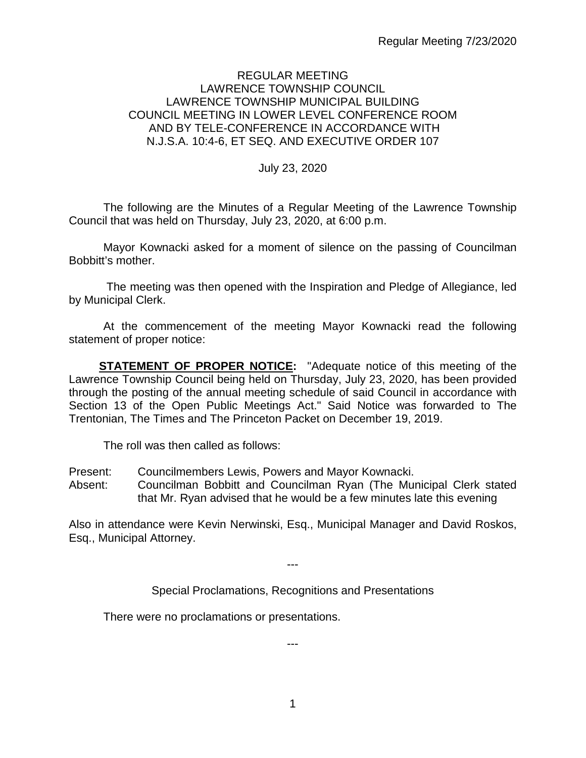REGULAR MEETING
LAWRENCE TOWNSHIP COUNCIL
LAWRENCE TOWNSHIP MUNICIPAL BUILDING
COUNCIL MEETING IN LOWER LEVEL CONFERENCE ROOM
AND BY TELE-CONFERENCE IN ACCORDANCE WITH
N.J.S.A. 10:4-6, ET SEQ. AND EXECUTIVE ORDER 107

July 23, 2020

The following are the Minutes of a Regular Meeting of the Lawrence Township Council that was held on Thursday, July 23, 2020, at 6:00 p.m.

Mayor Kownacki asked for a moment of silence on the passing of Councilman Bobbitt's mother.

The meeting was then opened with the Inspiration and Pledge of Allegiance, led by Municipal Clerk.

At the commencement of the meeting Mayor Kownacki read the following statement of proper notice:

**STATEMENT OF PROPER NOTICE:** "Adequate notice of this meeting of the Lawrence Township Council being held on Thursday, July 23, 2020, has been provided through the posting of the annual meeting schedule of said Council in accordance with Section 13 of the Open Public Meetings Act." Said Notice was forwarded to The Trentonian, The Times and The Princeton Packet on December 19, 2019.

The roll was then called as follows:

Present: Councilmembers Lewis, Powers and Mayor Kownacki.
Absent: Councilman Bobbitt and Councilman Ryan (The Municipal Clerk stated that Mr. Ryan advised that he would be a few minutes late this evening

Also in attendance were Kevin Nerwinski, Esq., Municipal Manager and David Roskos, Esq., Municipal Attorney.

---

Special Proclamations, Recognitions and Presentations

There were no proclamations or presentations.

---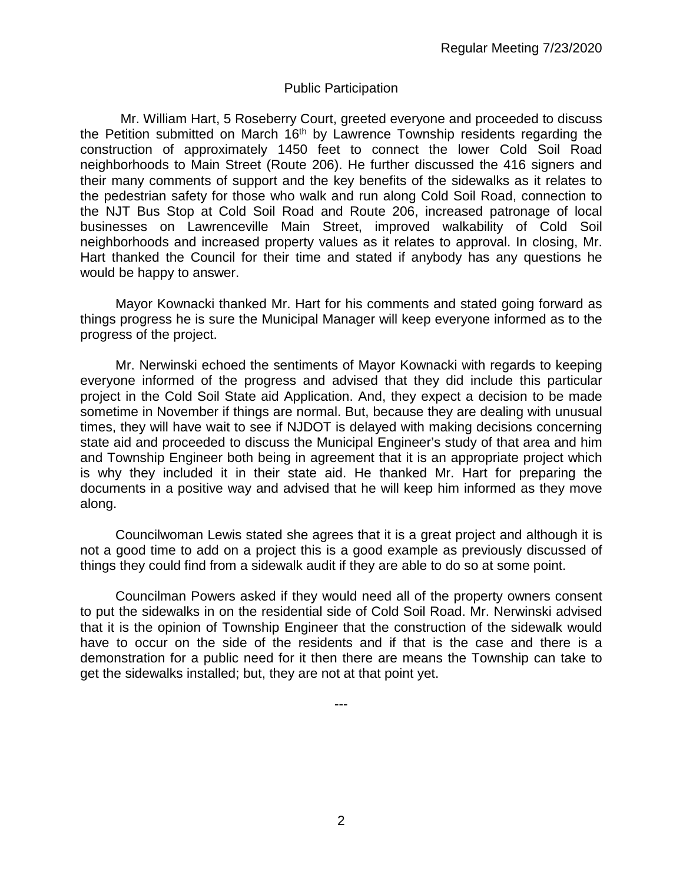## Public Participation

Mr. William Hart, 5 Roseberry Court, greeted everyone and proceeded to discuss the Petition submitted on March 16th by Lawrence Township residents regarding the construction of approximately 1450 feet to connect the lower Cold Soil Road neighborhoods to Main Street (Route 206). He further discussed the 416 signers and their many comments of support and the key benefits of the sidewalks as it relates to the pedestrian safety for those who walk and run along Cold Soil Road, connection to the NJT Bus Stop at Cold Soil Road and Route 206, increased patronage of local businesses on Lawrenceville Main Street, improved walkability of Cold Soil neighborhoods and increased property values as it relates to approval. In closing, Mr. Hart thanked the Council for their time and stated if anybody has any questions he would be happy to answer.

Mayor Kownacki thanked Mr. Hart for his comments and stated going forward as things progress he is sure the Municipal Manager will keep everyone informed as to the progress of the project.

Mr. Nerwinski echoed the sentiments of Mayor Kownacki with regards to keeping everyone informed of the progress and advised that they did include this particular project in the Cold Soil State aid Application. And, they expect a decision to be made sometime in November if things are normal. But, because they are dealing with unusual times, they will have wait to see if NJDOT is delayed with making decisions concerning state aid and proceeded to discuss the Municipal Engineer's study of that area and him and Township Engineer both being in agreement that it is an appropriate project which is why they included it in their state aid. He thanked Mr. Hart for preparing the documents in a positive way and advised that he will keep him informed as they move along.

Councilwoman Lewis stated she agrees that it is a great project and although it is not a good time to add on a project this is a good example as previously discussed of things they could find from a sidewalk audit if they are able to do so at some point.

Councilman Powers asked if they would need all of the property owners consent to put the sidewalks in on the residential side of Cold Soil Road. Mr. Nerwinski advised that it is the opinion of Township Engineer that the construction of the sidewalk would have to occur on the side of the residents and if that is the case and there is a demonstration for a public need for it then there are means the Township can take to get the sidewalks installed; but, they are not at that point yet.

---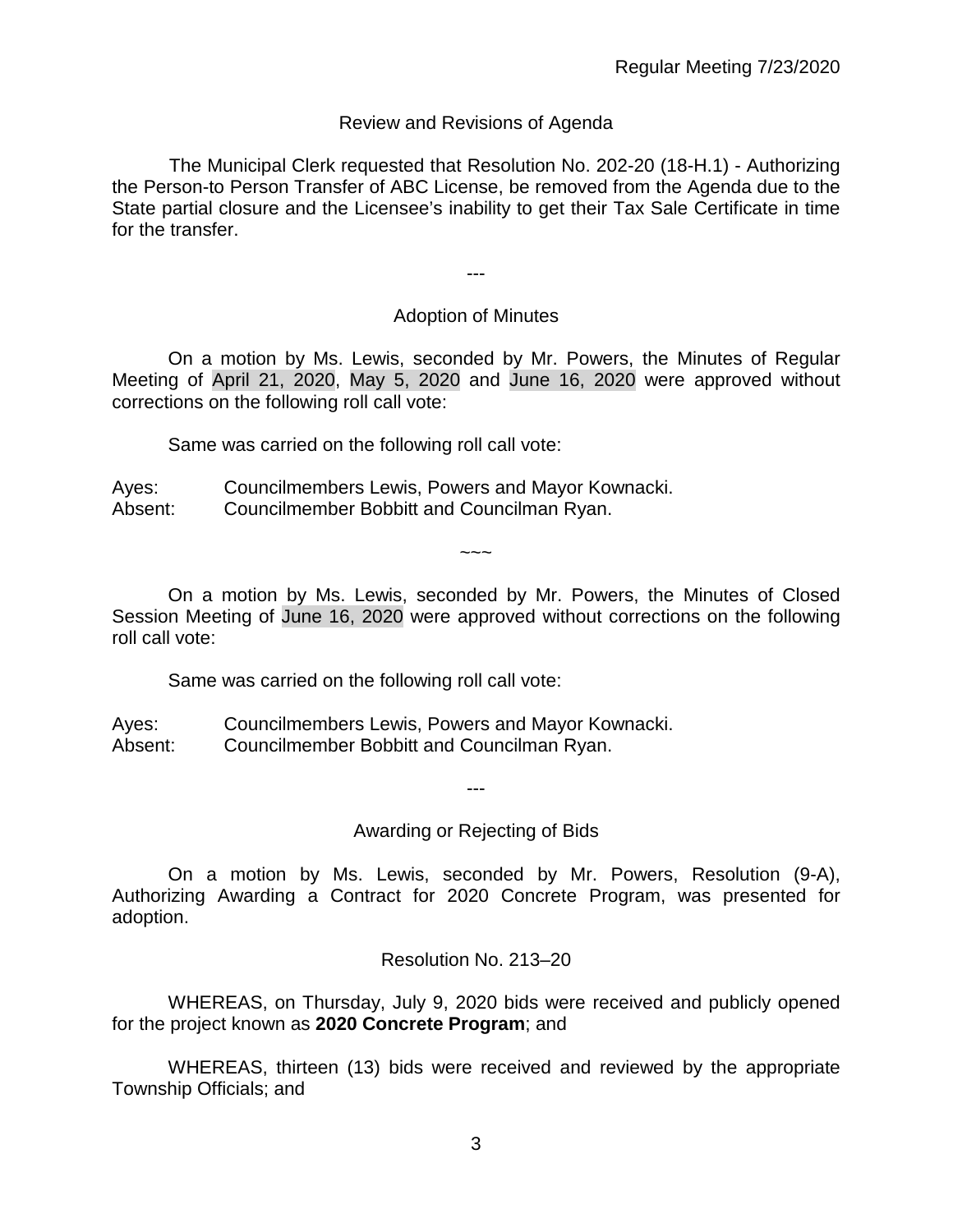## Review and Revisions of Agenda

The Municipal Clerk requested that Resolution No. 202-20 (18-H.1) - Authorizing the Person-to Person Transfer of ABC License, be removed from the Agenda due to the State partial closure and the Licensee's inability to get their Tax Sale Certificate in time for the transfer.

---

## Adoption of Minutes

On a motion by Ms. Lewis, seconded by Mr. Powers, the Minutes of Regular Meeting of April 21, 2020, May 5, 2020 and June 16, 2020 were approved without corrections on the following roll call vote:

Same was carried on the following roll call vote:

Ayes: Councilmembers Lewis, Powers and Mayor Kownacki.
Absent: Councilmember Bobbitt and Councilman Ryan.

~~~

On a motion by Ms. Lewis, seconded by Mr. Powers, the Minutes of Closed Session Meeting of June 16, 2020 were approved without corrections on the following roll call vote:

Same was carried on the following roll call vote:

Ayes: Councilmembers Lewis, Powers and Mayor Kownacki.
Absent: Councilmember Bobbitt and Councilman Ryan.

---

## Awarding or Rejecting of Bids

On a motion by Ms. Lewis, seconded by Mr. Powers, Resolution (9-A), Authorizing Awarding a Contract for 2020 Concrete Program, was presented for adoption.

### Resolution No. 213–20

WHEREAS, on Thursday, July 9, 2020 bids were received and publicly opened for the project known as **2020 Concrete Program**; and

WHEREAS, thirteen (13) bids were received and reviewed by the appropriate Township Officials; and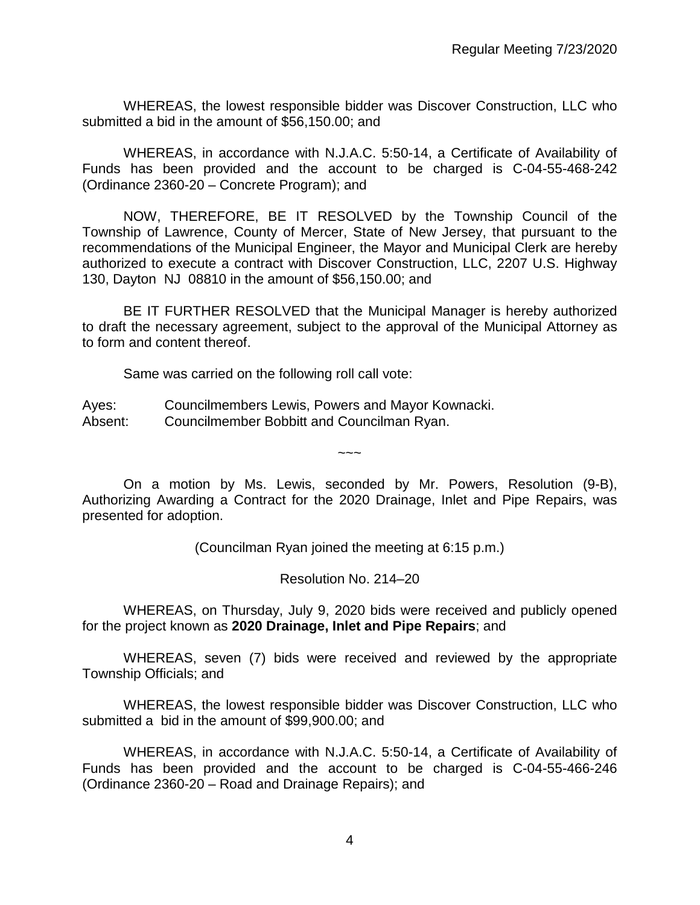WHEREAS, the lowest responsible bidder was Discover Construction, LLC who submitted a bid in the amount of $56,150.00; and

WHEREAS, in accordance with N.J.A.C. 5:50-14, a Certificate of Availability of Funds has been provided and the account to be charged is C-04-55-468-242 (Ordinance 2360-20 – Concrete Program); and

NOW, THEREFORE, BE IT RESOLVED by the Township Council of the Township of Lawrence, County of Mercer, State of New Jersey, that pursuant to the recommendations of the Municipal Engineer, the Mayor and Municipal Clerk are hereby authorized to execute a contract with Discover Construction, LLC, 2207 U.S. Highway 130, Dayton NJ 08810 in the amount of $56,150.00; and

BE IT FURTHER RESOLVED that the Municipal Manager is hereby authorized to draft the necessary agreement, subject to the approval of the Municipal Attorney as to form and content thereof.

Same was carried on the following roll call vote:

Ayes: Councilmembers Lewis, Powers and Mayor Kownacki.
Absent: Councilmember Bobbitt and Councilman Ryan.

~~~

On a motion by Ms. Lewis, seconded by Mr. Powers, Resolution (9-B), Authorizing Awarding a Contract for the 2020 Drainage, Inlet and Pipe Repairs, was presented for adoption.

(Councilman Ryan joined the meeting at 6:15 p.m.)

Resolution No. 214–20

WHEREAS, on Thursday, July 9, 2020 bids were received and publicly opened for the project known as **2020 Drainage, Inlet and Pipe Repairs**; and

WHEREAS, seven (7) bids were received and reviewed by the appropriate Township Officials; and

WHEREAS, the lowest responsible bidder was Discover Construction, LLC who submitted a bid in the amount of $99,900.00; and

WHEREAS, in accordance with N.J.A.C. 5:50-14, a Certificate of Availability of Funds has been provided and the account to be charged is C-04-55-466-246 (Ordinance 2360-20 – Road and Drainage Repairs); and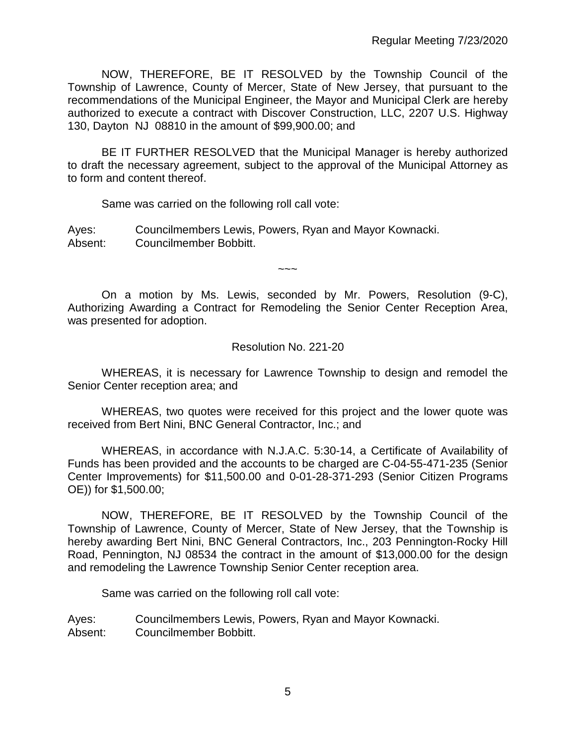NOW, THEREFORE, BE IT RESOLVED by the Township Council of the Township of Lawrence, County of Mercer, State of New Jersey, that pursuant to the recommendations of the Municipal Engineer, the Mayor and Municipal Clerk are hereby authorized to execute a contract with Discover Construction, LLC, 2207 U.S. Highway 130, Dayton NJ 08810 in the amount of $99,900.00; and

BE IT FURTHER RESOLVED that the Municipal Manager is hereby authorized to draft the necessary agreement, subject to the approval of the Municipal Attorney as to form and content thereof.

Same was carried on the following roll call vote:

Ayes: Councilmembers Lewis, Powers, Ryan and Mayor Kownacki.
Absent: Councilmember Bobbitt.

~~~

On a motion by Ms. Lewis, seconded by Mr. Powers, Resolution (9-C), Authorizing Awarding a Contract for Remodeling the Senior Center Reception Area, was presented for adoption.

Resolution No. 221-20

WHEREAS, it is necessary for Lawrence Township to design and remodel the Senior Center reception area; and

WHEREAS, two quotes were received for this project and the lower quote was received from Bert Nini, BNC General Contractor, Inc.; and

WHEREAS, in accordance with N.J.A.C. 5:30-14, a Certificate of Availability of Funds has been provided and the accounts to be charged are C-04-55-471-235 (Senior Center Improvements) for $11,500.00 and 0-01-28-371-293 (Senior Citizen Programs OE)) for $1,500.00;

NOW, THEREFORE, BE IT RESOLVED by the Township Council of the Township of Lawrence, County of Mercer, State of New Jersey, that the Township is hereby awarding Bert Nini, BNC General Contractors, Inc., 203 Pennington-Rocky Hill Road, Pennington, NJ 08534 the contract in the amount of $13,000.00 for the design and remodeling the Lawrence Township Senior Center reception area.

Same was carried on the following roll call vote:

Ayes: Councilmembers Lewis, Powers, Ryan and Mayor Kownacki.
Absent: Councilmember Bobbitt.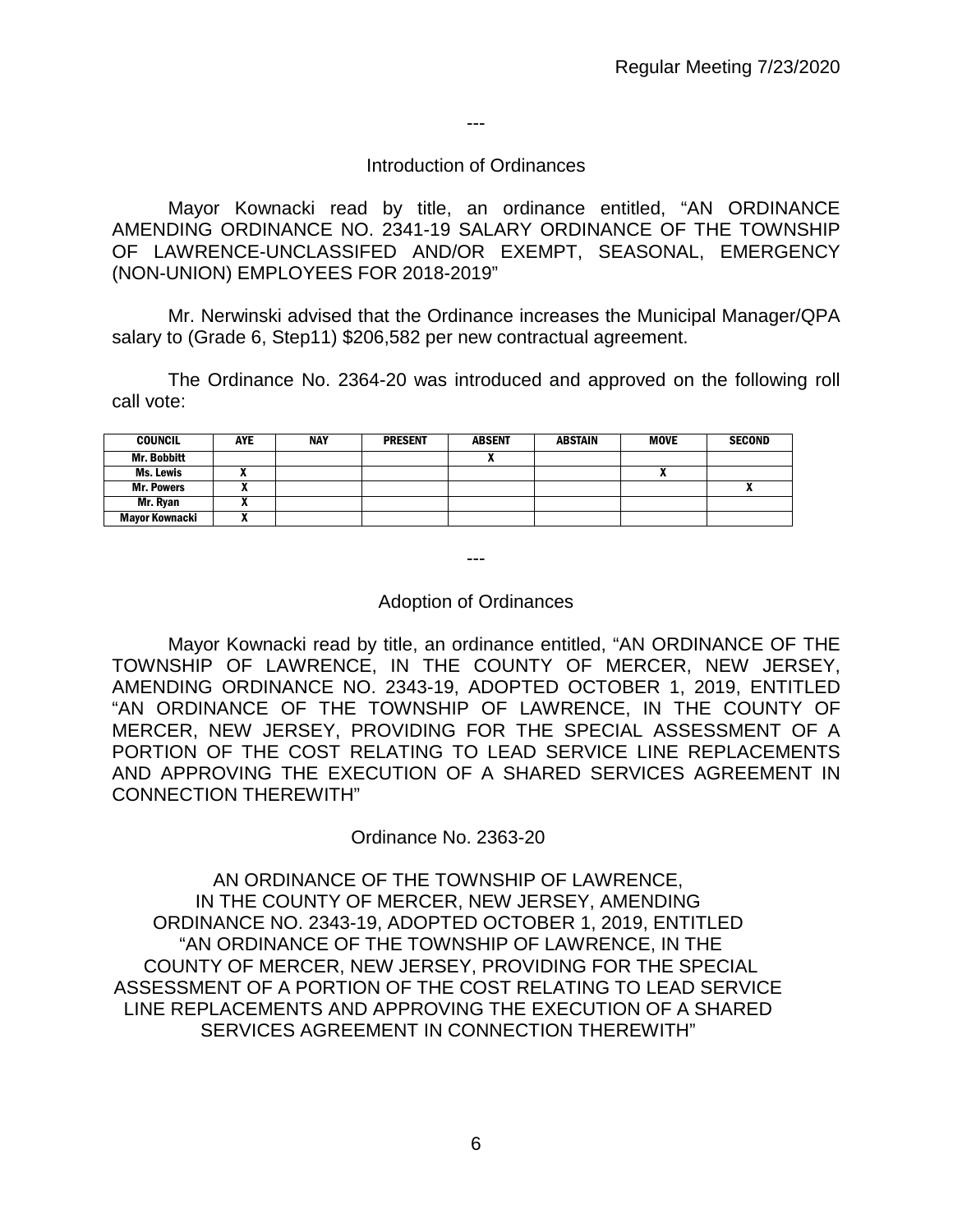---

### Introduction of Ordinances

Mayor Kownacki read by title, an ordinance entitled, "AN ORDINANCE AMENDING ORDINANCE NO. 2341-19 SALARY ORDINANCE OF THE TOWNSHIP OF LAWRENCE-UNCLASSIFED AND/OR EXEMPT, SEASONAL, EMERGENCY (NON-UNION) EMPLOYEES FOR 2018-2019"

Mr. Nerwinski advised that the Ordinance increases the Municipal Manager/QPA salary to (Grade 6, Step11) $206,582 per new contractual agreement.

The Ordinance No. 2364-20 was introduced and approved on the following roll call vote:

| COUNCIL | AYE | NAY | PRESENT | ABSENT | ABSTAIN | MOVE | SECOND |
|---|---|---|---|---|---|---|---|
| Mr. Bobbitt | | | | X | | | |
| Ms. Lewis | X | | | | | X | |
| Mr. Powers | X | | | | | | X |
| Mr. Ryan | X | | | | | | |
| Mayor Kownacki | X | | | | | | |

---

### Adoption of Ordinances

Mayor Kownacki read by title, an ordinance entitled, "AN ORDINANCE OF THE TOWNSHIP OF LAWRENCE, IN THE COUNTY OF MERCER, NEW JERSEY, AMENDING ORDINANCE NO. 2343-19, ADOPTED OCTOBER 1, 2019, ENTITLED "AN ORDINANCE OF THE TOWNSHIP OF LAWRENCE, IN THE COUNTY OF MERCER, NEW JERSEY, PROVIDING FOR THE SPECIAL ASSESSMENT OF A PORTION OF THE COST RELATING TO LEAD SERVICE LINE REPLACEMENTS AND APPROVING THE EXECUTION OF A SHARED SERVICES AGREEMENT IN CONNECTION THEREWITH"

Ordinance No. 2363-20

AN ORDINANCE OF THE TOWNSHIP OF LAWRENCE, IN THE COUNTY OF MERCER, NEW JERSEY, AMENDING ORDINANCE NO. 2343-19, ADOPTED OCTOBER 1, 2019, ENTITLED "AN ORDINANCE OF THE TOWNSHIP OF LAWRENCE, IN THE COUNTY OF MERCER, NEW JERSEY, PROVIDING FOR THE SPECIAL ASSESSMENT OF A PORTION OF THE COST RELATING TO LEAD SERVICE LINE REPLACEMENTS AND APPROVING THE EXECUTION OF A SHARED SERVICES AGREEMENT IN CONNECTION THEREWITH"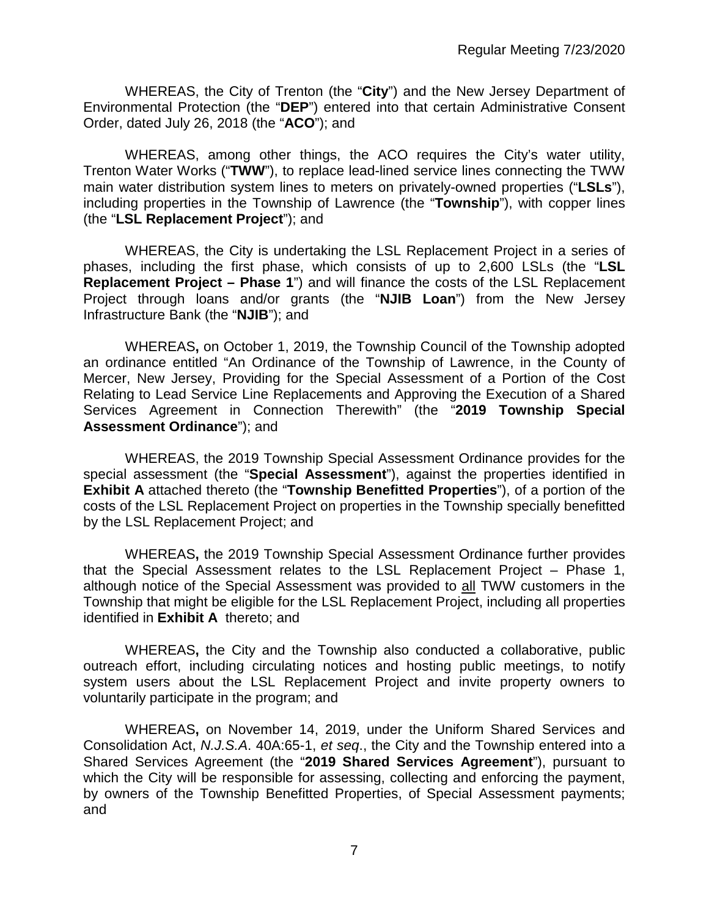WHEREAS, the City of Trenton (the "**City**") and the New Jersey Department of Environmental Protection (the "**DEP**") entered into that certain Administrative Consent Order, dated July 26, 2018 (the "**ACO**"); and

WHEREAS, among other things, the ACO requires the City's water utility, Trenton Water Works ("**TWW**"), to replace lead-lined service lines connecting the TWW main water distribution system lines to meters on privately-owned properties ("**LSLs**"), including properties in the Township of Lawrence (the "**Township**"), with copper lines (the "**LSL Replacement Project**"); and

WHEREAS, the City is undertaking the LSL Replacement Project in a series of phases, including the first phase, which consists of up to 2,600 LSLs (the "**LSL Replacement Project – Phase 1**") and will finance the costs of the LSL Replacement Project through loans and/or grants (the "**NJIB Loan**") from the New Jersey Infrastructure Bank (the "**NJIB**"); and

WHEREAS**,** on October 1, 2019, the Township Council of the Township adopted an ordinance entitled "An Ordinance of the Township of Lawrence, in the County of Mercer, New Jersey, Providing for the Special Assessment of a Portion of the Cost Relating to Lead Service Line Replacements and Approving the Execution of a Shared Services Agreement in Connection Therewith" (the "**2019 Township Special Assessment Ordinance**"); and

WHEREAS, the 2019 Township Special Assessment Ordinance provides for the special assessment (the "**Special Assessment**"), against the properties identified in **Exhibit A** attached thereto (the "**Township Benefitted Properties**"), of a portion of the costs of the LSL Replacement Project on properties in the Township specially benefitted by the LSL Replacement Project; and

WHEREAS**,** the 2019 Township Special Assessment Ordinance further provides that the Special Assessment relates to the LSL Replacement Project – Phase 1, although notice of the Special Assessment was provided to all TWW customers in the Township that might be eligible for the LSL Replacement Project, including all properties identified in **Exhibit A** thereto; and

WHEREAS**,** the City and the Township also conducted a collaborative, public outreach effort, including circulating notices and hosting public meetings, to notify system users about the LSL Replacement Project and invite property owners to voluntarily participate in the program; and

WHEREAS**,** on November 14, 2019, under the Uniform Shared Services and Consolidation Act, *N.J.S.A*. 40A:65-1, *et seq*., the City and the Township entered into a Shared Services Agreement (the "**2019 Shared Services Agreement**"), pursuant to which the City will be responsible for assessing, collecting and enforcing the payment, by owners of the Township Benefitted Properties, of Special Assessment payments; and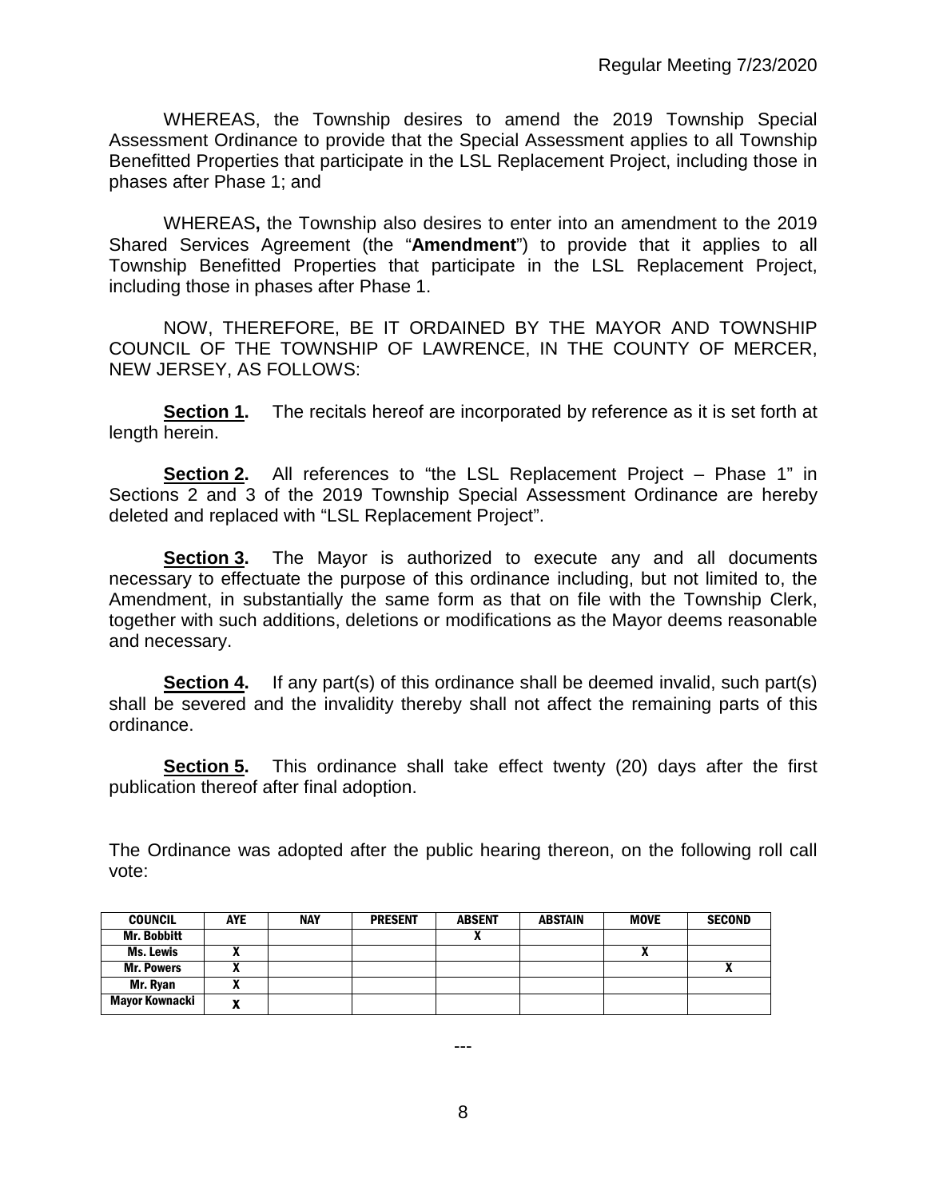WHEREAS, the Township desires to amend the 2019 Township Special Assessment Ordinance to provide that the Special Assessment applies to all Township Benefitted Properties that participate in the LSL Replacement Project, including those in phases after Phase 1; and

WHEREAS**,** the Township also desires to enter into an amendment to the 2019 Shared Services Agreement (the "**Amendment**") to provide that it applies to all Township Benefitted Properties that participate in the LSL Replacement Project, including those in phases after Phase 1.

NOW, THEREFORE, BE IT ORDAINED BY THE MAYOR AND TOWNSHIP COUNCIL OF THE TOWNSHIP OF LAWRENCE, IN THE COUNTY OF MERCER, NEW JERSEY, AS FOLLOWS:

**Section 1.** The recitals hereof are incorporated by reference as it is set forth at length herein.

**Section 2.** All references to "the LSL Replacement Project – Phase 1" in Sections 2 and 3 of the 2019 Township Special Assessment Ordinance are hereby deleted and replaced with "LSL Replacement Project".

**Section 3.** The Mayor is authorized to execute any and all documents necessary to effectuate the purpose of this ordinance including, but not limited to, the Amendment, in substantially the same form as that on file with the Township Clerk, together with such additions, deletions or modifications as the Mayor deems reasonable and necessary.

**Section 4.** If any part(s) of this ordinance shall be deemed invalid, such part(s) shall be severed and the invalidity thereby shall not affect the remaining parts of this ordinance.

**Section 5.** This ordinance shall take effect twenty (20) days after the first publication thereof after final adoption.

The Ordinance was adopted after the public hearing thereon, on the following roll call vote:

| COUNCIL | AYE | NAY | PRESENT | ABSENT | ABSTAIN | MOVE | SECOND |
|---|---|---|---|---|---|---|---|
| Mr. Bobbitt | | | | X | | | |
| Ms. Lewis | X | | | | | X | |
| Mr. Powers | X | | | | | | X |
| Mr. Ryan | X | | | | | | |
| Mayor Kownacki | X | | | | | | |

---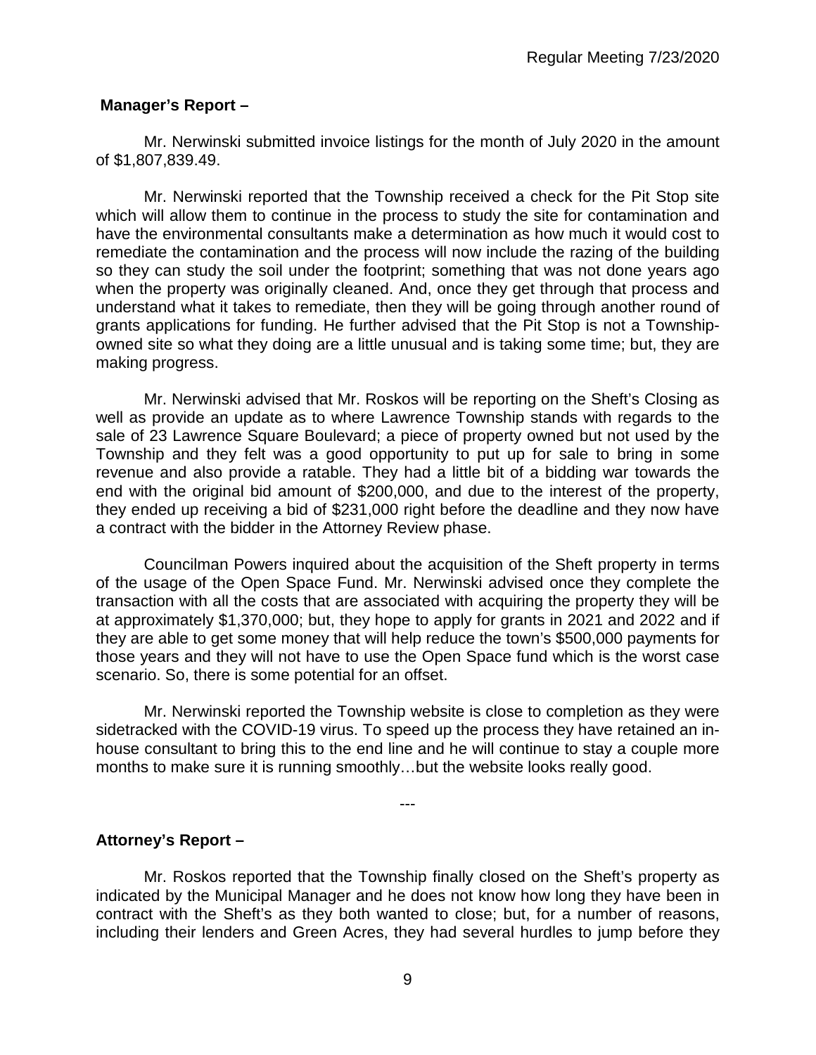**Manager's Report –**

Mr. Nerwinski submitted invoice listings for the month of July 2020 in the amount of $1,807,839.49.

Mr. Nerwinski reported that the Township received a check for the Pit Stop site which will allow them to continue in the process to study the site for contamination and have the environmental consultants make a determination as how much it would cost to remediate the contamination and the process will now include the razing of the building so they can study the soil under the footprint; something that was not done years ago when the property was originally cleaned. And, once they get through that process and understand what it takes to remediate, then they will be going through another round of grants applications for funding. He further advised that the Pit Stop is not a Township-owned site so what they doing are a little unusual and is taking some time; but, they are making progress.

Mr. Nerwinski advised that Mr. Roskos will be reporting on the Sheft's Closing as well as provide an update as to where Lawrence Township stands with regards to the sale of 23 Lawrence Square Boulevard; a piece of property owned but not used by the Township and they felt was a good opportunity to put up for sale to bring in some revenue and also provide a ratable. They had a little bit of a bidding war towards the end with the original bid amount of $200,000, and due to the interest of the property, they ended up receiving a bid of $231,000 right before the deadline and they now have a contract with the bidder in the Attorney Review phase.

Councilman Powers inquired about the acquisition of the Sheft property in terms of the usage of the Open Space Fund. Mr. Nerwinski advised once they complete the transaction with all the costs that are associated with acquiring the property they will be at approximately $1,370,000; but, they hope to apply for grants in 2021 and 2022 and if they are able to get some money that will help reduce the town's $500,000 payments for those years and they will not have to use the Open Space fund which is the worst case scenario. So, there is some potential for an offset.

Mr. Nerwinski reported the Township website is close to completion as they were sidetracked with the COVID-19 virus. To speed up the process they have retained an in-house consultant to bring this to the end line and he will continue to stay a couple more months to make sure it is running smoothly…but the website looks really good.

---

**Attorney's Report –**

Mr. Roskos reported that the Township finally closed on the Sheft's property as indicated by the Municipal Manager and he does not know how long they have been in contract with the Sheft's as they both wanted to close; but, for a number of reasons, including their lenders and Green Acres, they had several hurdles to jump before they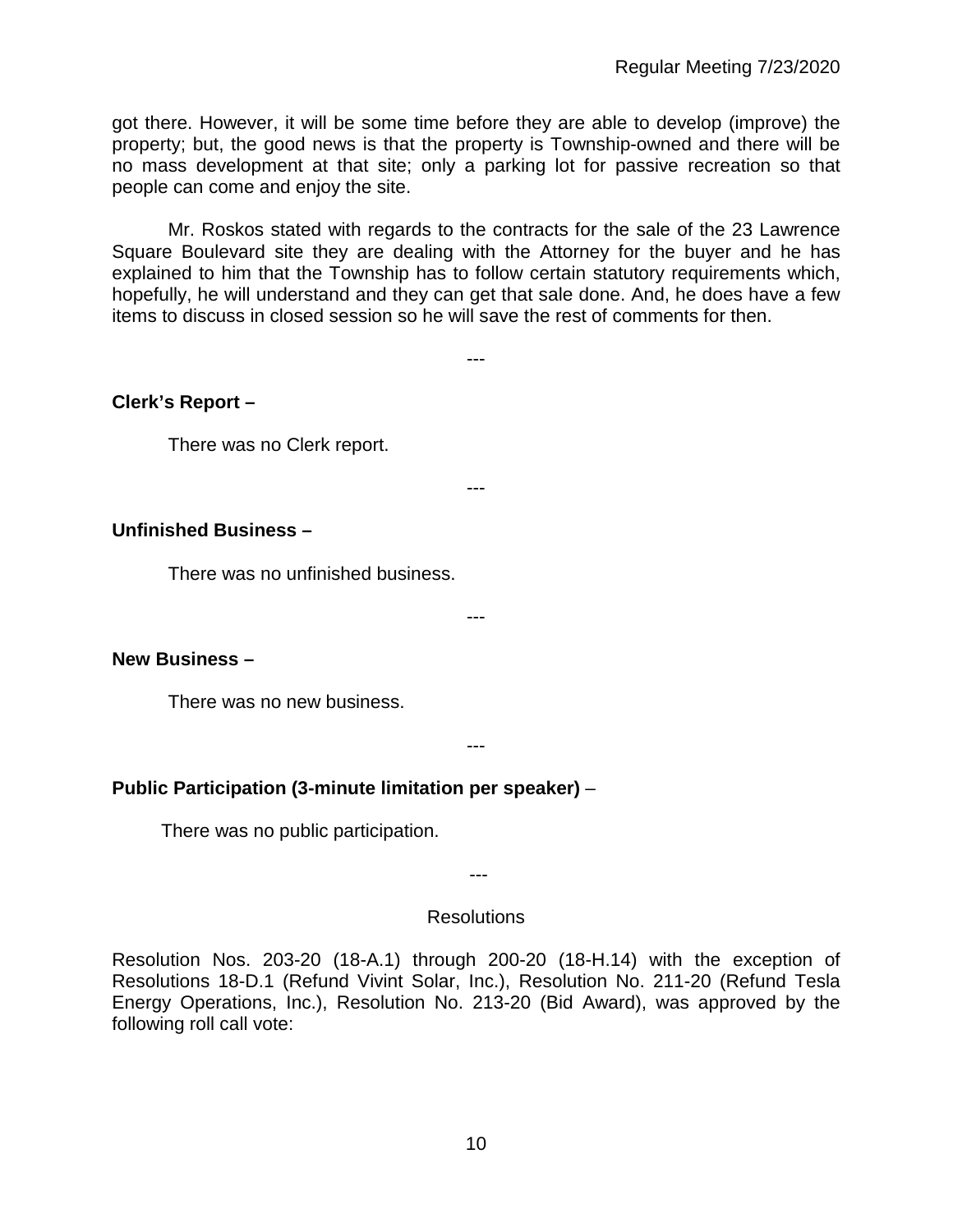got there. However, it will be some time before they are able to develop (improve) the property; but, the good news is that the property is Township-owned and there will be no mass development at that site; only a parking lot for passive recreation so that people can come and enjoy the site.

Mr. Roskos stated with regards to the contracts for the sale of the 23 Lawrence Square Boulevard site they are dealing with the Attorney for the buyer and he has explained to him that the Township has to follow certain statutory requirements which, hopefully, he will understand and they can get that sale done. And, he does have a few items to discuss in closed session so he will save the rest of comments for then.

---

**Clerk's Report –**

There was no Clerk report.

---

**Unfinished Business –**

There was no unfinished business.

---

**New Business –**

There was no new business.

---

**Public Participation (3-minute limitation per speaker)** –

There was no public participation.

---

Resolutions

Resolution Nos. 203-20 (18-A.1) through 200-20 (18-H.14) with the exception of Resolutions 18-D.1 (Refund Vivint Solar, Inc.), Resolution No. 211-20 (Refund Tesla Energy Operations, Inc.), Resolution No. 213-20 (Bid Award), was approved by the following roll call vote: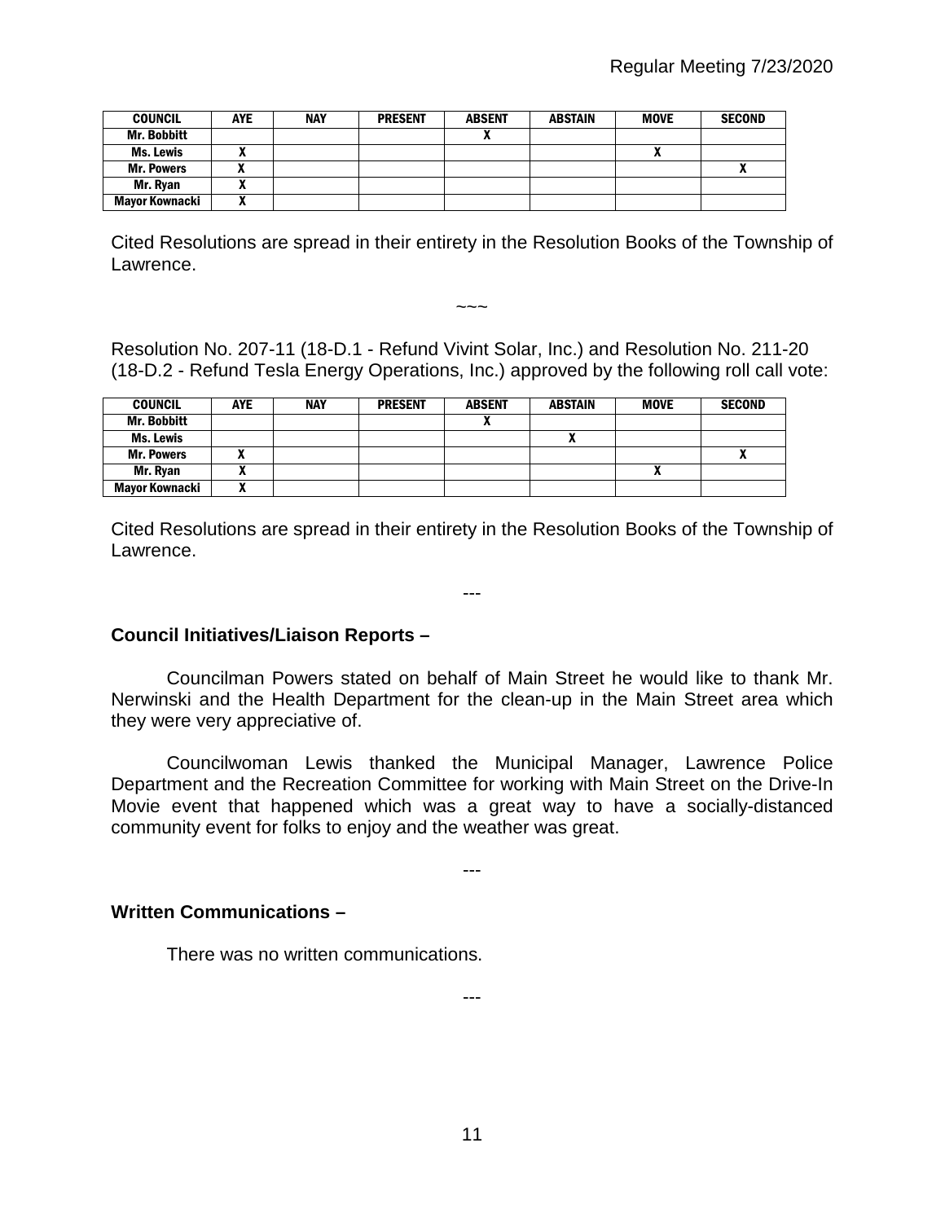| COUNCIL | AYE | NAY | PRESENT | ABSENT | ABSTAIN | MOVE | SECOND |
|---|---|---|---|---|---|---|---|
| Mr. Bobbitt | | | | X | | | |
| Ms. Lewis | X | | | | | X | |
| Mr. Powers | X | | | | | | X |
| Mr. Ryan | X | | | | | | |
| Mayor Kownacki | X | | | | | | |

Cited Resolutions are spread in their entirety in the Resolution Books of the Township of Lawrence.

~~~

Resolution No. 207-11 (18-D.1 - Refund Vivint Solar, Inc.) and Resolution No. 211-20 (18-D.2 - Refund Tesla Energy Operations, Inc.) approved by the following roll call vote:

| COUNCIL | AYE | NAY | PRESENT | ABSENT | ABSTAIN | MOVE | SECOND |
|---|---|---|---|---|---|---|---|
| Mr. Bobbitt | | | | X | | | |
| Ms. Lewis | | | | | X | | |
| Mr. Powers | X | | | | | | X |
| Mr. Ryan | X | | | | | X | |
| Mayor Kownacki | X | | | | | | |

Cited Resolutions are spread in their entirety in the Resolution Books of the Township of Lawrence.

---

**Council Initiatives/Liaison Reports –**

Councilman Powers stated on behalf of Main Street he would like to thank Mr. Nerwinski and the Health Department for the clean-up in the Main Street area which they were very appreciative of.

Councilwoman Lewis thanked the Municipal Manager, Lawrence Police Department and the Recreation Committee for working with Main Street on the Drive-In Movie event that happened which was a great way to have a socially-distanced community event for folks to enjoy and the weather was great.

---

**Written Communications –**

There was no written communications.

---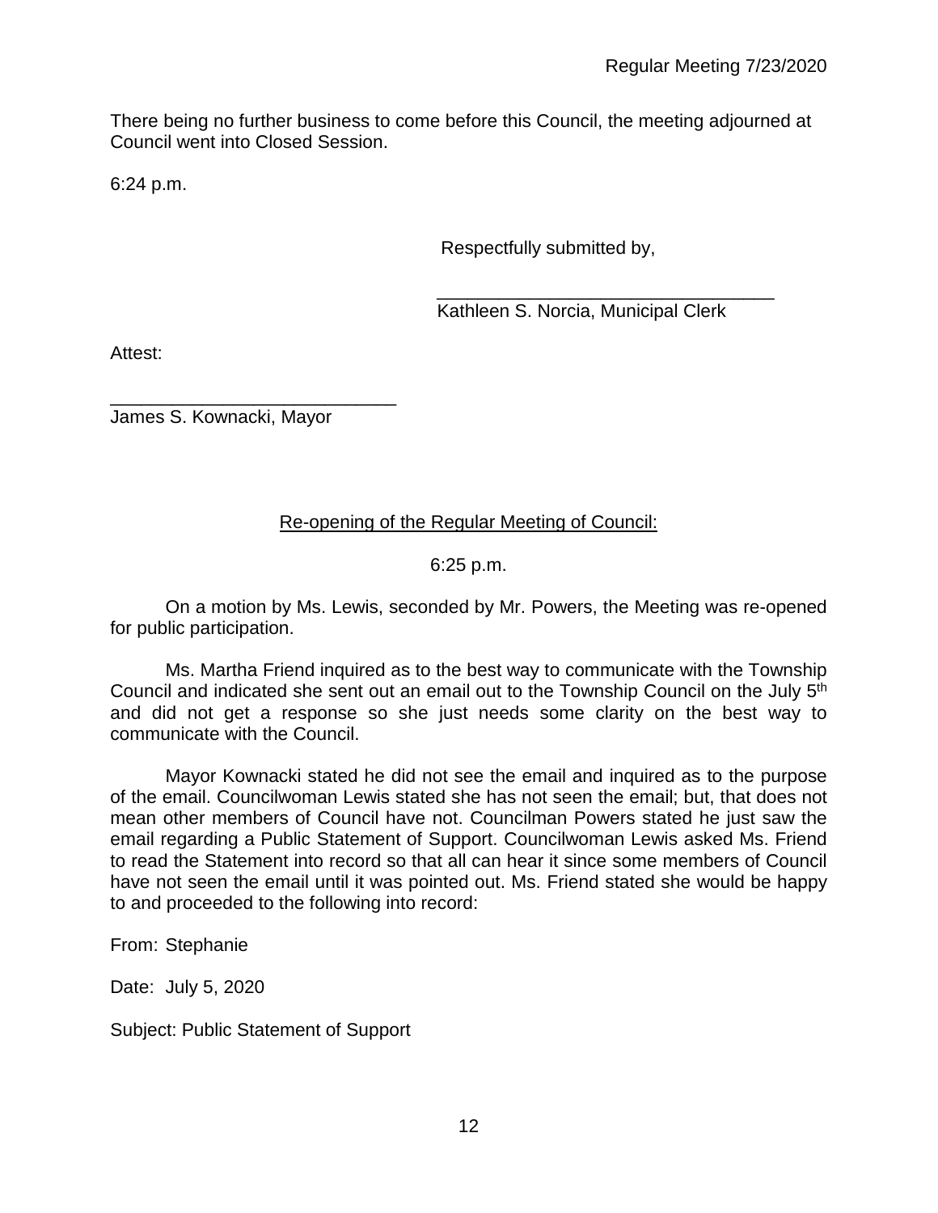There being no further business to come before this Council, the meeting adjourned at Council went into Closed Session.

6:24 p.m.

Respectfully submitted by,

\_\_\_\_\_\_\_\_\_\_\_\_\_\_\_\_\_\_\_\_\_\_\_\_\_\_\_\_\_\_\_\_\_\_

Kathleen S. Norcia, Municipal Clerk

Attest:

\_\_\_\_\_\_\_\_\_\_\_\_\_\_\_\_\_\_\_\_\_\_\_\_\_\_\_\_\_

James S. Kownacki, Mayor

<u>Re-opening of the Regular Meeting of Council:</u>

6:25 p.m.

On a motion by Ms. Lewis, seconded by Mr. Powers, the Meeting was re-opened for public participation.

Ms. Martha Friend inquired as to the best way to communicate with the Township Council and indicated she sent out an email out to the Township Council on the July 5th and did not get a response so she just needs some clarity on the best way to communicate with the Council.

Mayor Kownacki stated he did not see the email and inquired as to the purpose of the email. Councilwoman Lewis stated she has not seen the email; but, that does not mean other members of Council have not. Councilman Powers stated he just saw the email regarding a Public Statement of Support. Councilwoman Lewis asked Ms. Friend to read the Statement into record so that all can hear it since some members of Council have not seen the email until it was pointed out. Ms. Friend stated she would be happy to and proceeded to the following into record:

From: Stephanie

Date: July 5, 2020

Subject: Public Statement of Support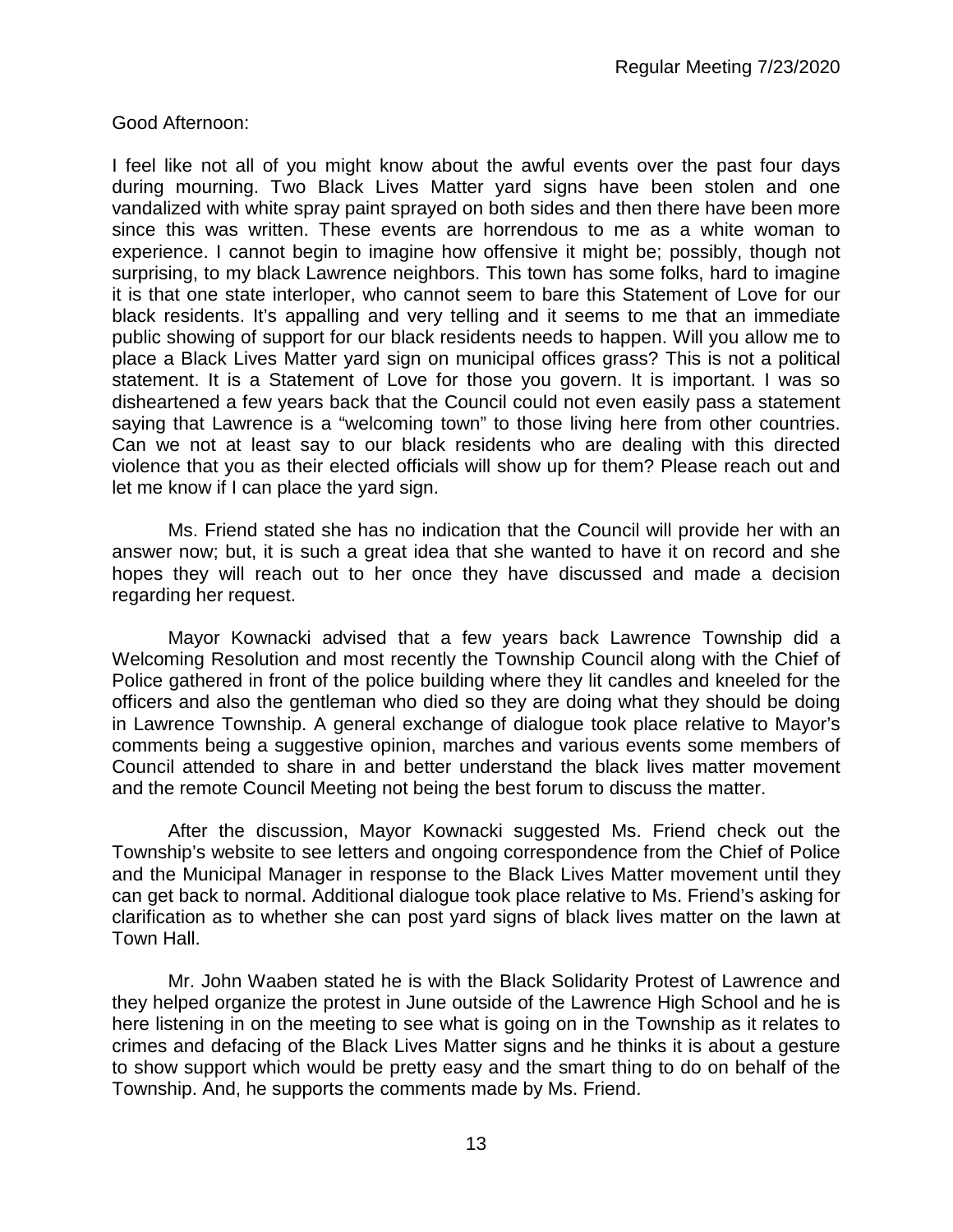Good Afternoon:

I feel like not all of you might know about the awful events over the past four days during mourning. Two Black Lives Matter yard signs have been stolen and one vandalized with white spray paint sprayed on both sides and then there have been more since this was written. These events are horrendous to me as a white woman to experience. I cannot begin to imagine how offensive it might be; possibly, though not surprising, to my black Lawrence neighbors. This town has some folks, hard to imagine it is that one state interloper, who cannot seem to bare this Statement of Love for our black residents. It's appalling and very telling and it seems to me that an immediate public showing of support for our black residents needs to happen. Will you allow me to place a Black Lives Matter yard sign on municipal offices grass? This is not a political statement. It is a Statement of Love for those you govern. It is important. I was so disheartened a few years back that the Council could not even easily pass a statement saying that Lawrence is a "welcoming town" to those living here from other countries. Can we not at least say to our black residents who are dealing with this directed violence that you as their elected officials will show up for them? Please reach out and let me know if I can place the yard sign.

Ms. Friend stated she has no indication that the Council will provide her with an answer now; but, it is such a great idea that she wanted to have it on record and she hopes they will reach out to her once they have discussed and made a decision regarding her request.

Mayor Kownacki advised that a few years back Lawrence Township did a Welcoming Resolution and most recently the Township Council along with the Chief of Police gathered in front of the police building where they lit candles and kneeled for the officers and also the gentleman who died so they are doing what they should be doing in Lawrence Township. A general exchange of dialogue took place relative to Mayor's comments being a suggestive opinion, marches and various events some members of Council attended to share in and better understand the black lives matter movement and the remote Council Meeting not being the best forum to discuss the matter.

After the discussion, Mayor Kownacki suggested Ms. Friend check out the Township's website to see letters and ongoing correspondence from the Chief of Police and the Municipal Manager in response to the Black Lives Matter movement until they can get back to normal. Additional dialogue took place relative to Ms. Friend's asking for clarification as to whether she can post yard signs of black lives matter on the lawn at Town Hall.

Mr. John Waaben stated he is with the Black Solidarity Protest of Lawrence and they helped organize the protest in June outside of the Lawrence High School and he is here listening in on the meeting to see what is going on in the Township as it relates to crimes and defacing of the Black Lives Matter signs and he thinks it is about a gesture to show support which would be pretty easy and the smart thing to do on behalf of the Township. And, he supports the comments made by Ms. Friend.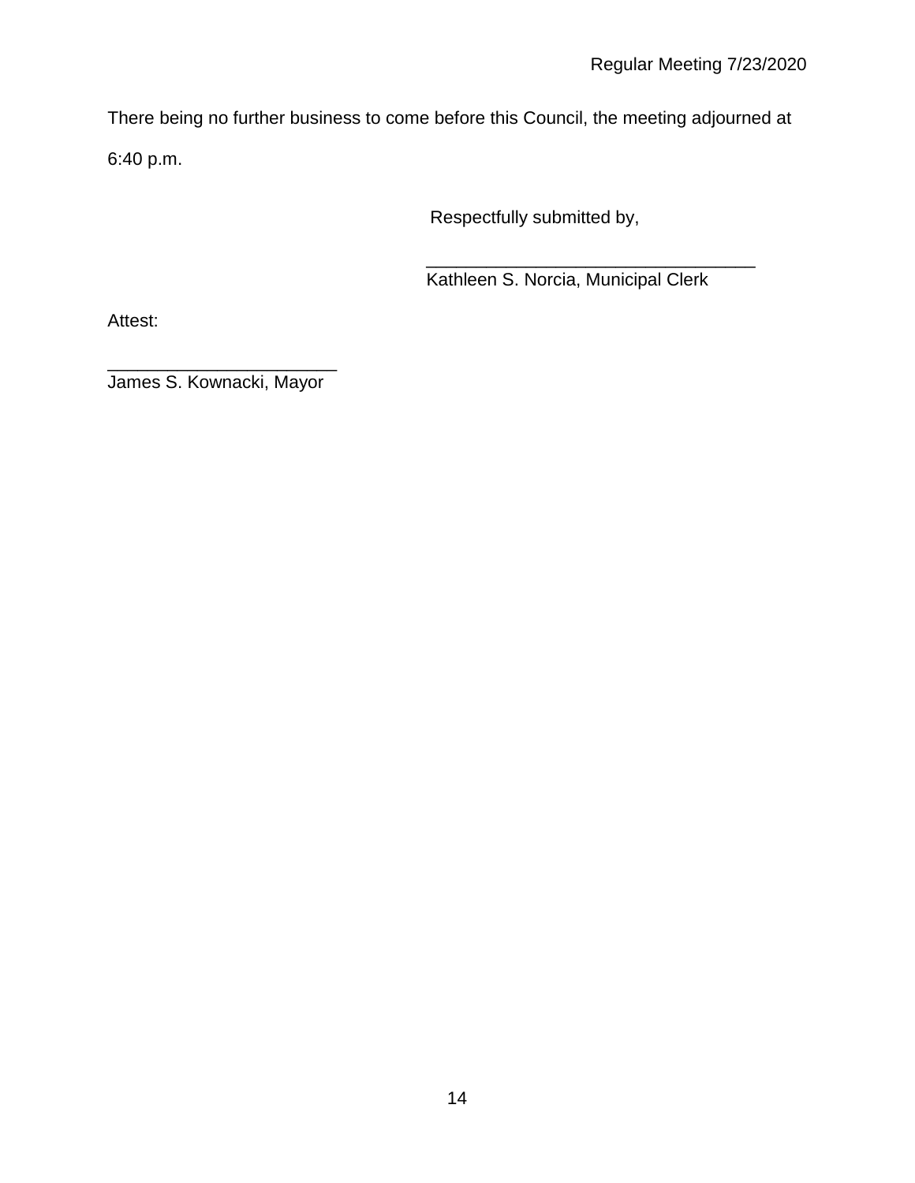There being no further business to come before this Council, the meeting adjourned at 6:40 p.m.

Respectfully submitted by,

\_\_\_\_\_\_\_\_\_\_\_\_\_\_\_\_\_\_\_\_\_\_\_\_\_\_\_\_\_\_\_\_\_\_
Kathleen S. Norcia, Municipal Clerk

Attest:

\_\_\_\_\_\_\_\_\_\_\_\_\_\_\_\_\_\_\_\_\_\_\_\_
James S. Kownacki, Mayor